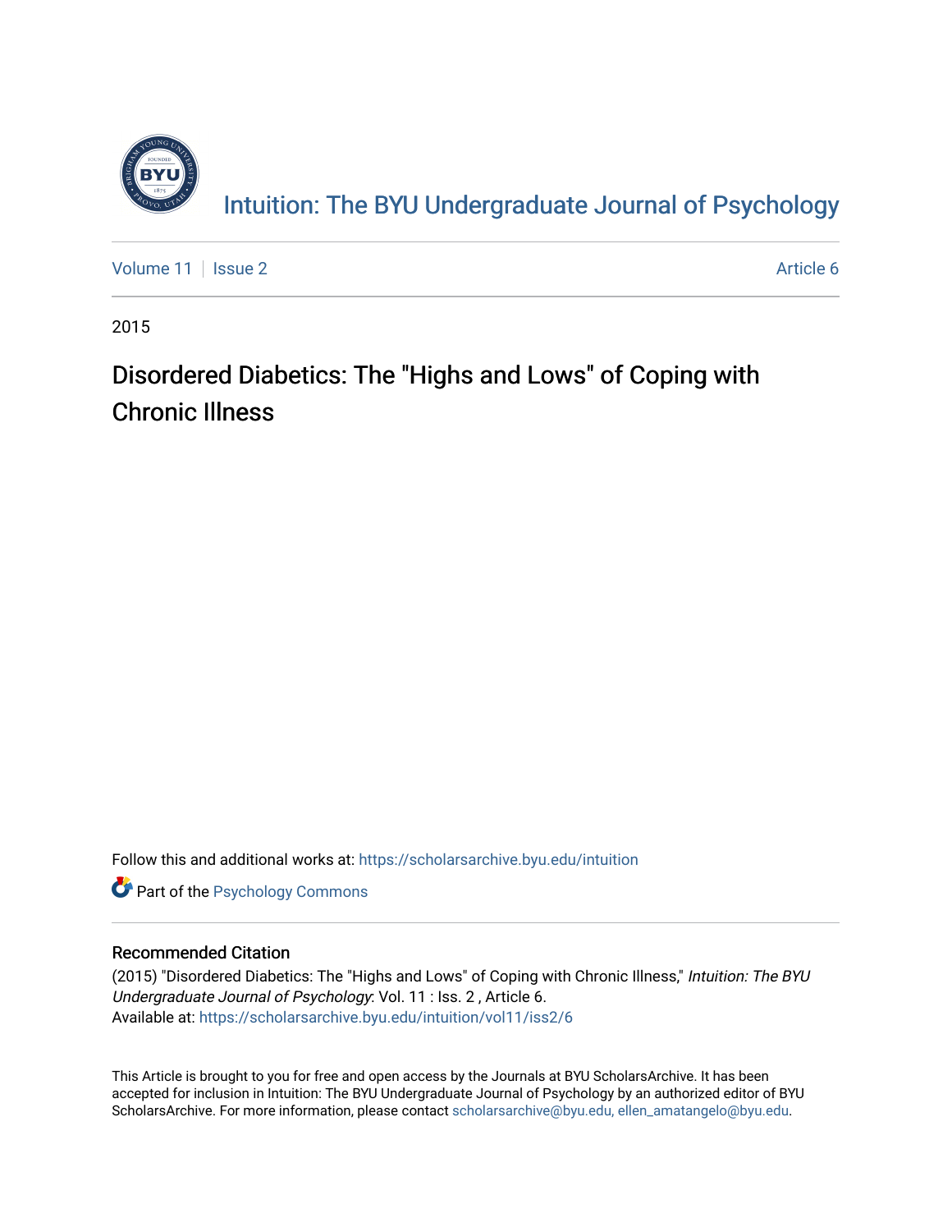# Intuition: The BYU Undergraduate Journal of Psychology

Volume 11 | Issue 2 | Article 6

2015

## Disordered Diabetics: The "Highs and Lows" of Coping with Chronic Illness

Follow this and additional works at: https://scholarsarchive.byu.edu/intuition

Part of the Psychology Commons

### Recommended Citation

(2015) "Disordered Diabetics: The "Highs and Lows" of Coping with Chronic Illness," *Intuition: The BYU Undergraduate Journal of Psychology*: Vol. 11 : Iss. 2 , Article 6.
Available at: https://scholarsarchive.byu.edu/intuition/vol11/iss2/6

This Article is brought to you for free and open access by the Journals at BYU ScholarsArchive. It has been accepted for inclusion in Intuition: The BYU Undergraduate Journal of Psychology by an authorized editor of BYU ScholarsArchive. For more information, please contact scholarsarchive@byu.edu, ellen_amatangelo@byu.edu.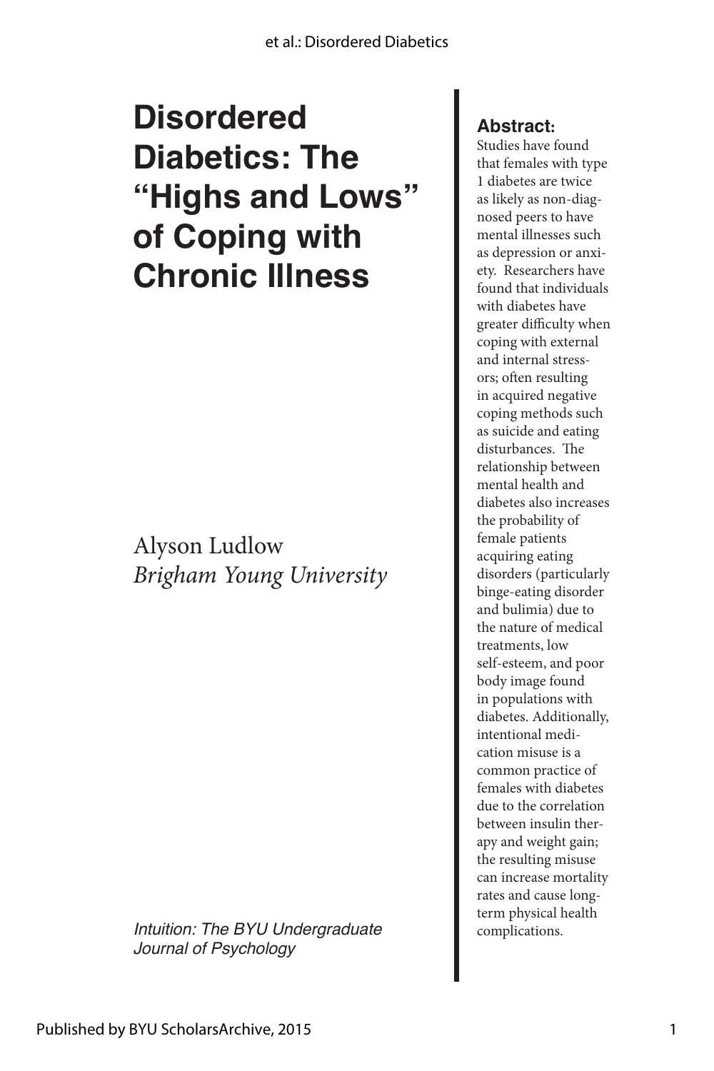# Disordered Diabetics: The "Highs and Lows" of Coping with Chronic Illness

Alyson Ludlow
*Brigham Young University*

*Intuition: The BYU Undergraduate Journal of Psychology*

**Abstract:**
Studies have found that females with type 1 diabetes are twice as likely as non-diagnosed peers to have mental illnesses such as depression or anxiety. Researchers have found that individuals with diabetes have greater difficulty when coping with external and internal stressors; often resulting in acquired negative coping methods such as suicide and eating disturbances. The relationship between mental health and diabetes also increases the probability of female patients acquiring eating disorders (particularly binge-eating disorder and bulimia) due to the nature of medical treatments, low self-esteem, and poor body image found in populations with diabetes. Additionally, intentional medication misuse is a common practice of females with diabetes due to the correlation between insulin therapy and weight gain; the resulting misuse can increase mortality rates and cause long-term physical health complications.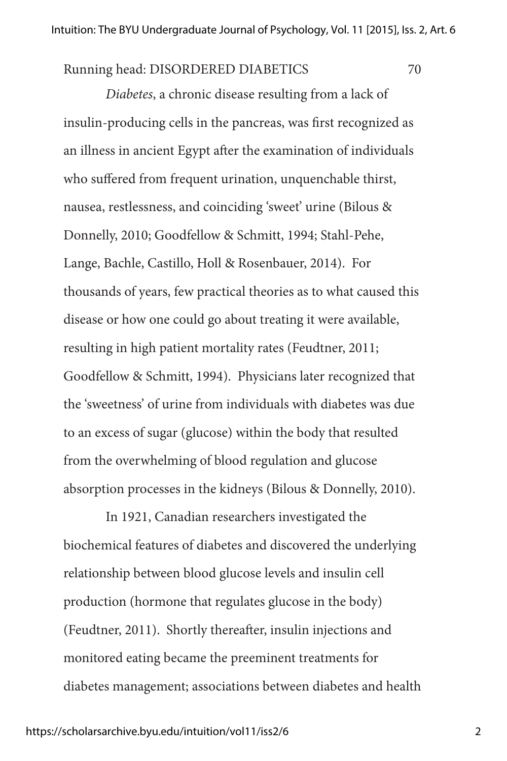*Diabetes*, a chronic disease resulting from a lack of insulin-producing cells in the pancreas, was first recognized as an illness in ancient Egypt after the examination of individuals who suffered from frequent urination, unquenchable thirst, nausea, restlessness, and coinciding 'sweet' urine (Bilous & Donnelly, 2010; Goodfellow & Schmitt, 1994; Stahl-Pehe, Lange, Bachle, Castillo, Holl & Rosenbauer, 2014). For thousands of years, few practical theories as to what caused this disease or how one could go about treating it were available, resulting in high patient mortality rates (Feudtner, 2011; Goodfellow & Schmitt, 1994). Physicians later recognized that the 'sweetness' of urine from individuals with diabetes was due to an excess of sugar (glucose) within the body that resulted from the overwhelming of blood regulation and glucose absorption processes in the kidneys (Bilous & Donnelly, 2010).

In 1921, Canadian researchers investigated the biochemical features of diabetes and discovered the underlying relationship between blood glucose levels and insulin cell production (hormone that regulates glucose in the body) (Feudtner, 2011). Shortly thereafter, insulin injections and monitored eating became the preeminent treatments for diabetes management; associations between diabetes and health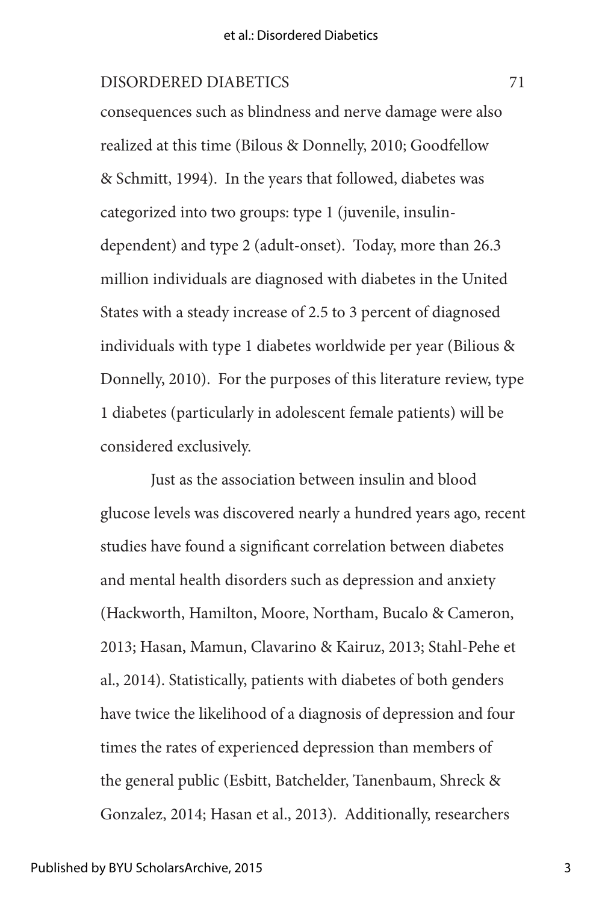consequences such as blindness and nerve damage were also realized at this time (Bilous & Donnelly, 2010; Goodfellow & Schmitt, 1994). In the years that followed, diabetes was categorized into two groups: type 1 (juvenile, insulin-dependent) and type 2 (adult-onset). Today, more than 26.3 million individuals are diagnosed with diabetes in the United States with a steady increase of 2.5 to 3 percent of diagnosed individuals with type 1 diabetes worldwide per year (Bilious & Donnelly, 2010). For the purposes of this literature review, type 1 diabetes (particularly in adolescent female patients) will be considered exclusively.

Just as the association between insulin and blood glucose levels was discovered nearly a hundred years ago, recent studies have found a significant correlation between diabetes and mental health disorders such as depression and anxiety (Hackworth, Hamilton, Moore, Northam, Bucalo & Cameron, 2013; Hasan, Mamun, Clavarino & Kairuz, 2013; Stahl-Pehe et al., 2014). Statistically, patients with diabetes of both genders have twice the likelihood of a diagnosis of depression and four times the rates of experienced depression than members of the general public (Esbitt, Batchelder, Tanenbaum, Shreck & Gonzalez, 2014; Hasan et al., 2013). Additionally, researchers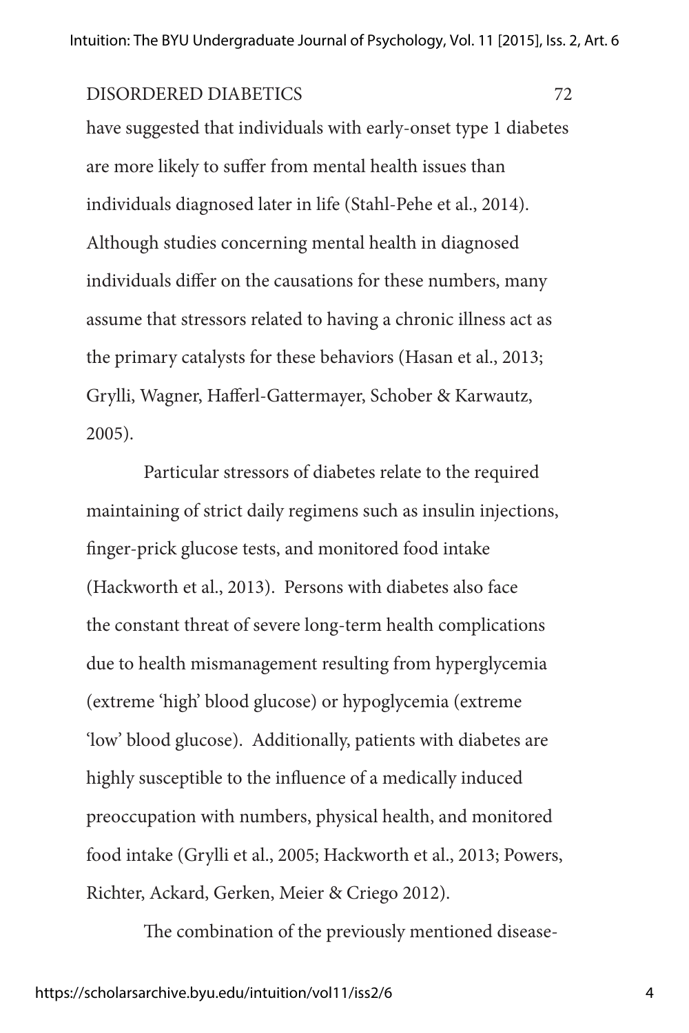have suggested that individuals with early-onset type 1 diabetes are more likely to suffer from mental health issues than individuals diagnosed later in life (Stahl-Pehe et al., 2014). Although studies concerning mental health in diagnosed individuals differ on the causations for these numbers, many assume that stressors related to having a chronic illness act as the primary catalysts for these behaviors (Hasan et al., 2013; Grylli, Wagner, Hafferl-Gattermayer, Schober & Karwautz, 2005).

Particular stressors of diabetes relate to the required maintaining of strict daily regimens such as insulin injections, finger-prick glucose tests, and monitored food intake (Hackworth et al., 2013). Persons with diabetes also face the constant threat of severe long-term health complications due to health mismanagement resulting from hyperglycemia (extreme 'high' blood glucose) or hypoglycemia (extreme 'low' blood glucose). Additionally, patients with diabetes are highly susceptible to the influence of a medically induced preoccupation with numbers, physical health, and monitored food intake (Grylli et al., 2005; Hackworth et al., 2013; Powers, Richter, Ackard, Gerken, Meier & Criego 2012).

The combination of the previously mentioned disease-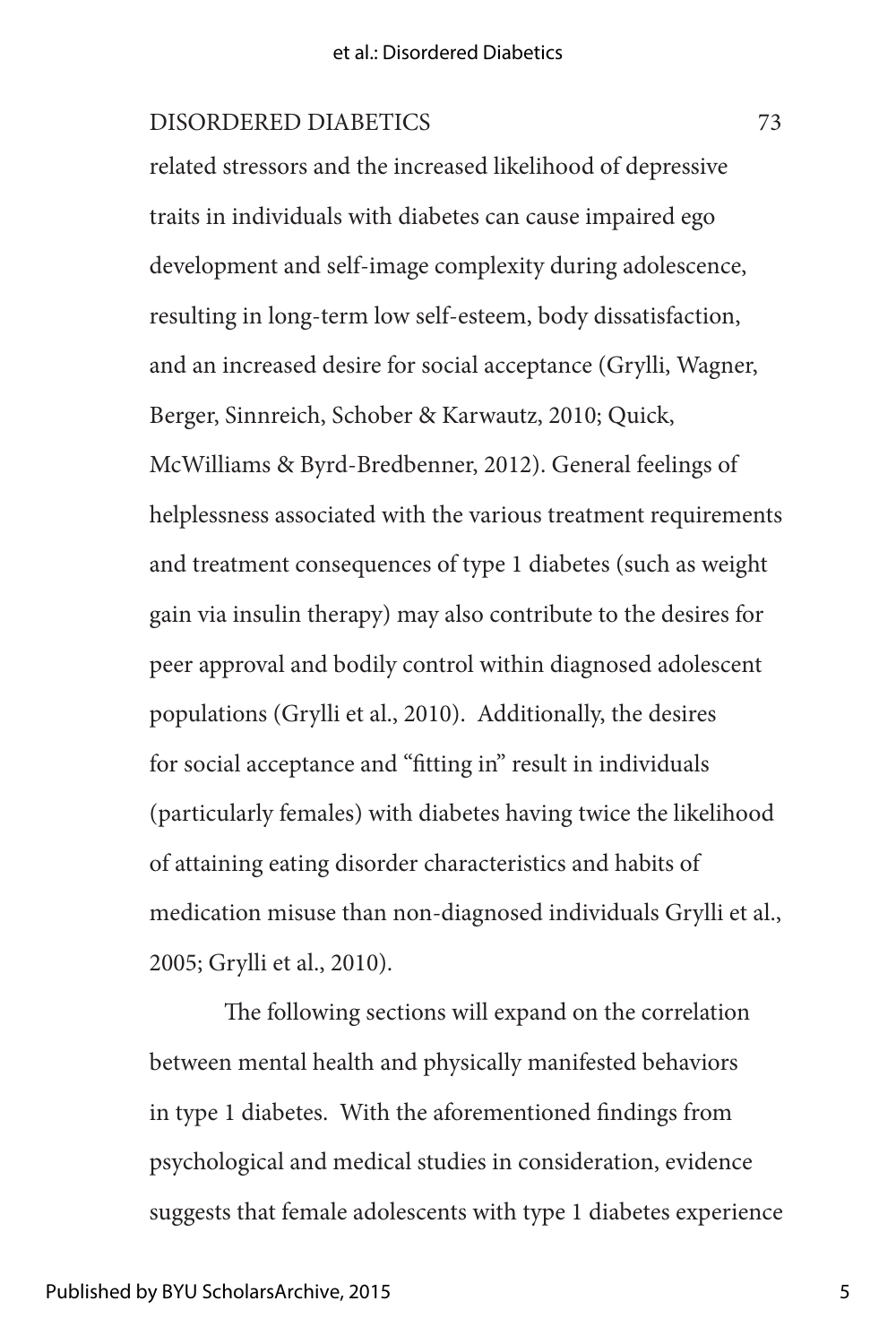related stressors and the increased likelihood of depressive traits in individuals with diabetes can cause impaired ego development and self-image complexity during adolescence, resulting in long-term low self-esteem, body dissatisfaction, and an increased desire for social acceptance (Grylli, Wagner, Berger, Sinnreich, Schober & Karwautz, 2010; Quick, McWilliams & Byrd-Bredbenner, 2012). General feelings of helplessness associated with the various treatment requirements and treatment consequences of type 1 diabetes (such as weight gain via insulin therapy) may also contribute to the desires for peer approval and bodily control within diagnosed adolescent populations (Grylli et al., 2010). Additionally, the desires for social acceptance and "fitting in" result in individuals (particularly females) with diabetes having twice the likelihood of attaining eating disorder characteristics and habits of medication misuse than non-diagnosed individuals Grylli et al., 2005; Grylli et al., 2010).

The following sections will expand on the correlation between mental health and physically manifested behaviors in type 1 diabetes. With the aforementioned findings from psychological and medical studies in consideration, evidence suggests that female adolescents with type 1 diabetes experience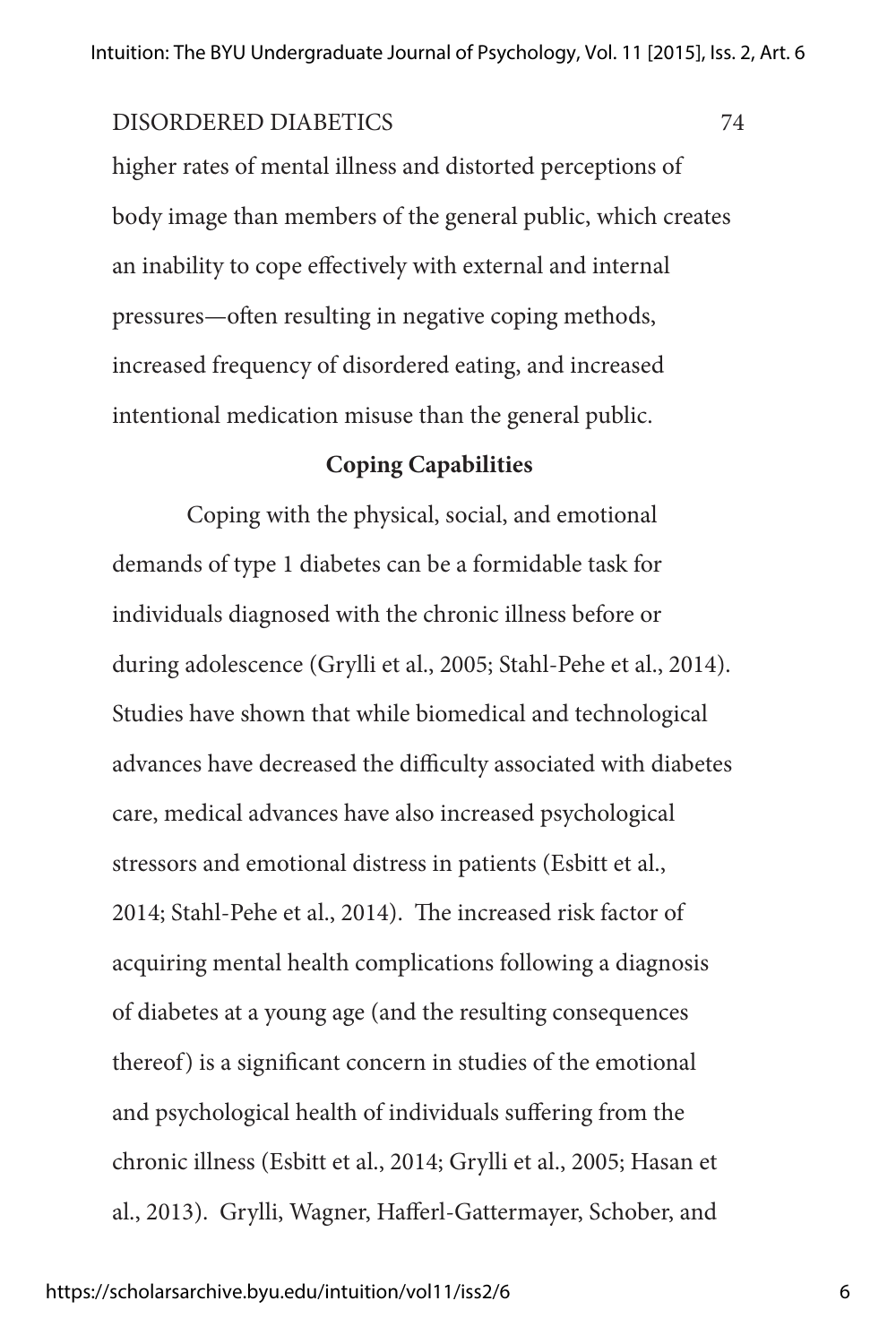higher rates of mental illness and distorted perceptions of body image than members of the general public, which creates an inability to cope effectively with external and internal pressures—often resulting in negative coping methods, increased frequency of disordered eating, and increased intentional medication misuse than the general public.

## Coping Capabilities

Coping with the physical, social, and emotional demands of type 1 diabetes can be a formidable task for individuals diagnosed with the chronic illness before or during adolescence (Grylli et al., 2005; Stahl-Pehe et al., 2014). Studies have shown that while biomedical and technological advances have decreased the difficulty associated with diabetes care, medical advances have also increased psychological stressors and emotional distress in patients (Esbitt et al., 2014; Stahl-Pehe et al., 2014). The increased risk factor of acquiring mental health complications following a diagnosis of diabetes at a young age (and the resulting consequences thereof) is a significant concern in studies of the emotional and psychological health of individuals suffering from the chronic illness (Esbitt et al., 2014; Grylli et al., 2005; Hasan et al., 2013). Grylli, Wagner, Hafferl-Gattermayer, Schober, and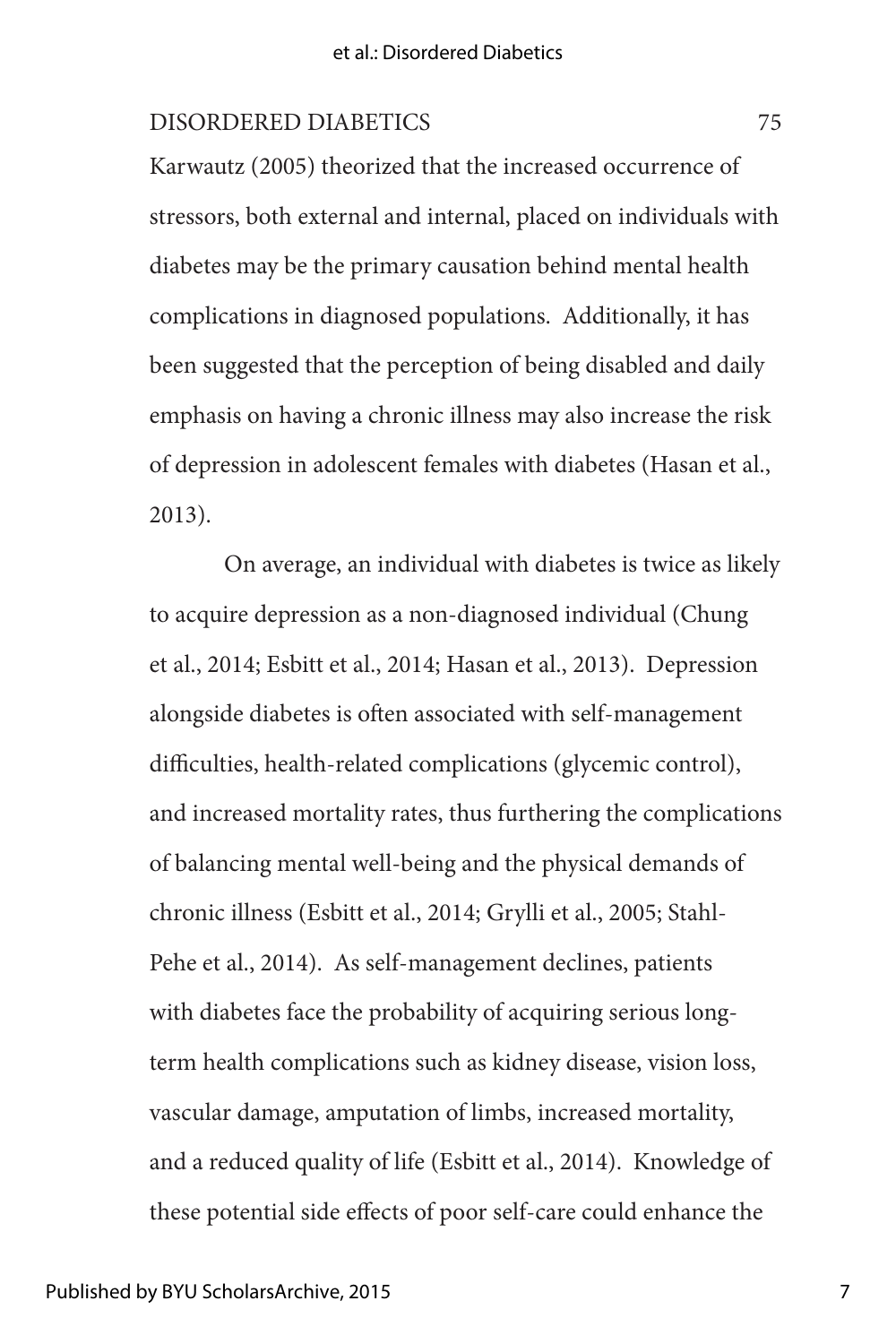Karwautz (2005) theorized that the increased occurrence of stressors, both external and internal, placed on individuals with diabetes may be the primary causation behind mental health complications in diagnosed populations. Additionally, it has been suggested that the perception of being disabled and daily emphasis on having a chronic illness may also increase the risk of depression in adolescent females with diabetes (Hasan et al., 2013).

On average, an individual with diabetes is twice as likely to acquire depression as a non-diagnosed individual (Chung et al., 2014; Esbitt et al., 2014; Hasan et al., 2013). Depression alongside diabetes is often associated with self-management difficulties, health-related complications (glycemic control), and increased mortality rates, thus furthering the complications of balancing mental well-being and the physical demands of chronic illness (Esbitt et al., 2014; Grylli et al., 2005; Stahl-Pehe et al., 2014). As self-management declines, patients with diabetes face the probability of acquiring serious long-term health complications such as kidney disease, vision loss, vascular damage, amputation of limbs, increased mortality, and a reduced quality of life (Esbitt et al., 2014). Knowledge of these potential side effects of poor self-care could enhance the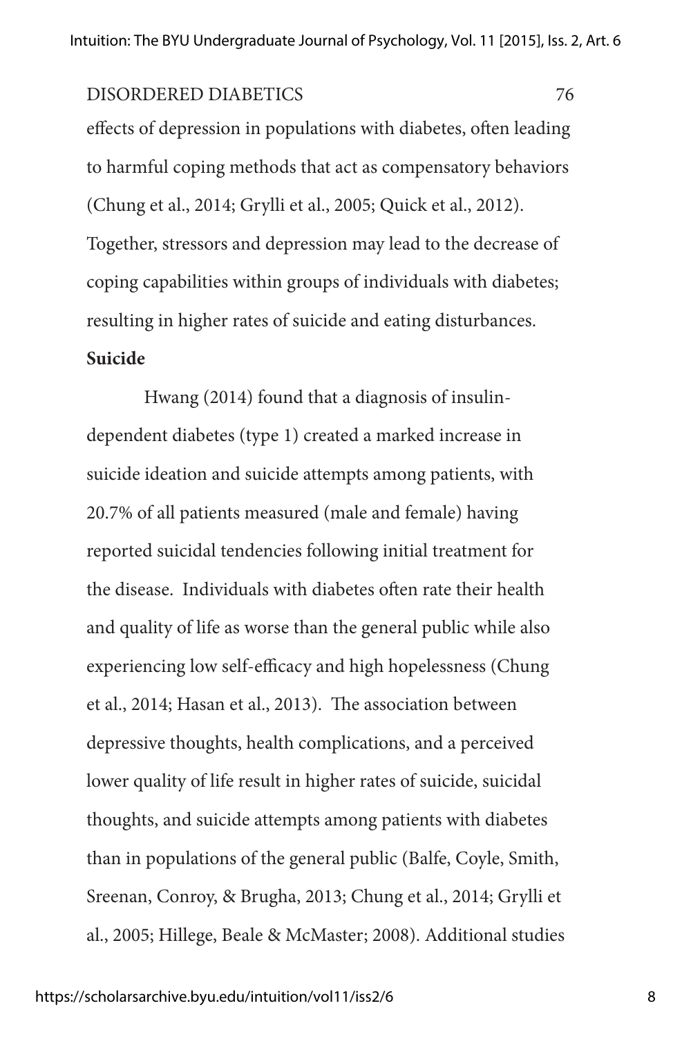effects of depression in populations with diabetes, often leading to harmful coping methods that act as compensatory behaviors (Chung et al., 2014; Grylli et al., 2005; Quick et al., 2012). Together, stressors and depression may lead to the decrease of coping capabilities within groups of individuals with diabetes; resulting in higher rates of suicide and eating disturbances.

**Suicide**

Hwang (2014) found that a diagnosis of insulin-dependent diabetes (type 1) created a marked increase in suicide ideation and suicide attempts among patients, with 20.7% of all patients measured (male and female) having reported suicidal tendencies following initial treatment for the disease. Individuals with diabetes often rate their health and quality of life as worse than the general public while also experiencing low self-efficacy and high hopelessness (Chung et al., 2014; Hasan et al., 2013). The association between depressive thoughts, health complications, and a perceived lower quality of life result in higher rates of suicide, suicidal thoughts, and suicide attempts among patients with diabetes than in populations of the general public (Balfe, Coyle, Smith, Sreenan, Conroy, & Brugha, 2013; Chung et al., 2014; Grylli et al., 2005; Hillege, Beale & McMaster; 2008). Additional studies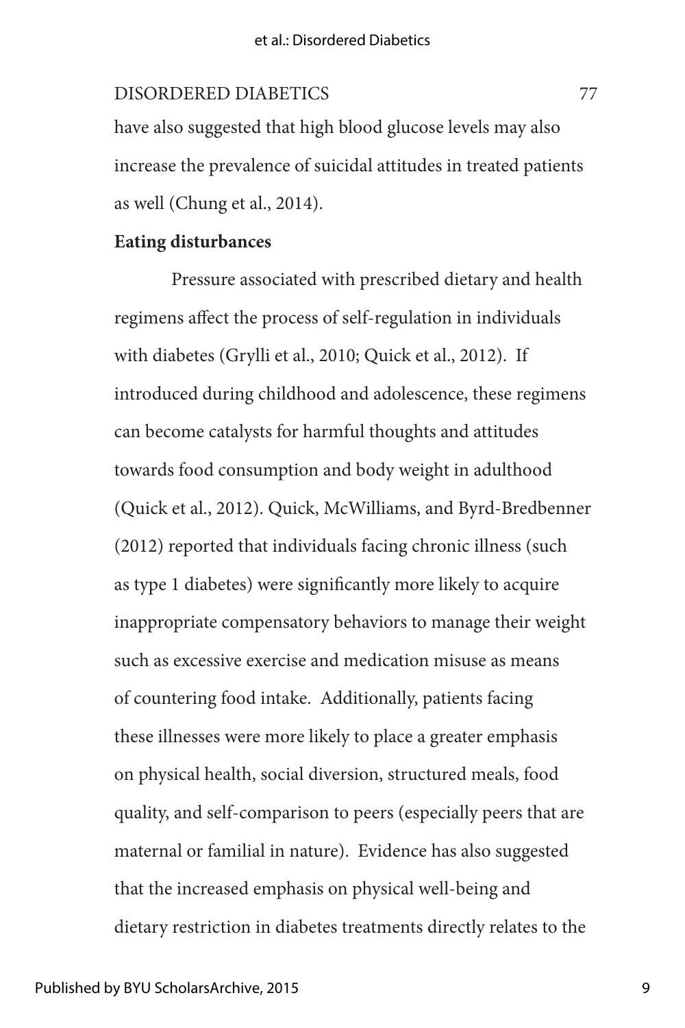have also suggested that high blood glucose levels may also increase the prevalence of suicidal attitudes in treated patients as well (Chung et al., 2014).

**Eating disturbances**

Pressure associated with prescribed dietary and health regimens affect the process of self-regulation in individuals with diabetes (Grylli et al., 2010; Quick et al., 2012). If introduced during childhood and adolescence, these regimens can become catalysts for harmful thoughts and attitudes towards food consumption and body weight in adulthood (Quick et al., 2012). Quick, McWilliams, and Byrd-Bredbenner (2012) reported that individuals facing chronic illness (such as type 1 diabetes) were significantly more likely to acquire inappropriate compensatory behaviors to manage their weight such as excessive exercise and medication misuse as means of countering food intake. Additionally, patients facing these illnesses were more likely to place a greater emphasis on physical health, social diversion, structured meals, food quality, and self-comparison to peers (especially peers that are maternal or familial in nature). Evidence has also suggested that the increased emphasis on physical well-being and dietary restriction in diabetes treatments directly relates to the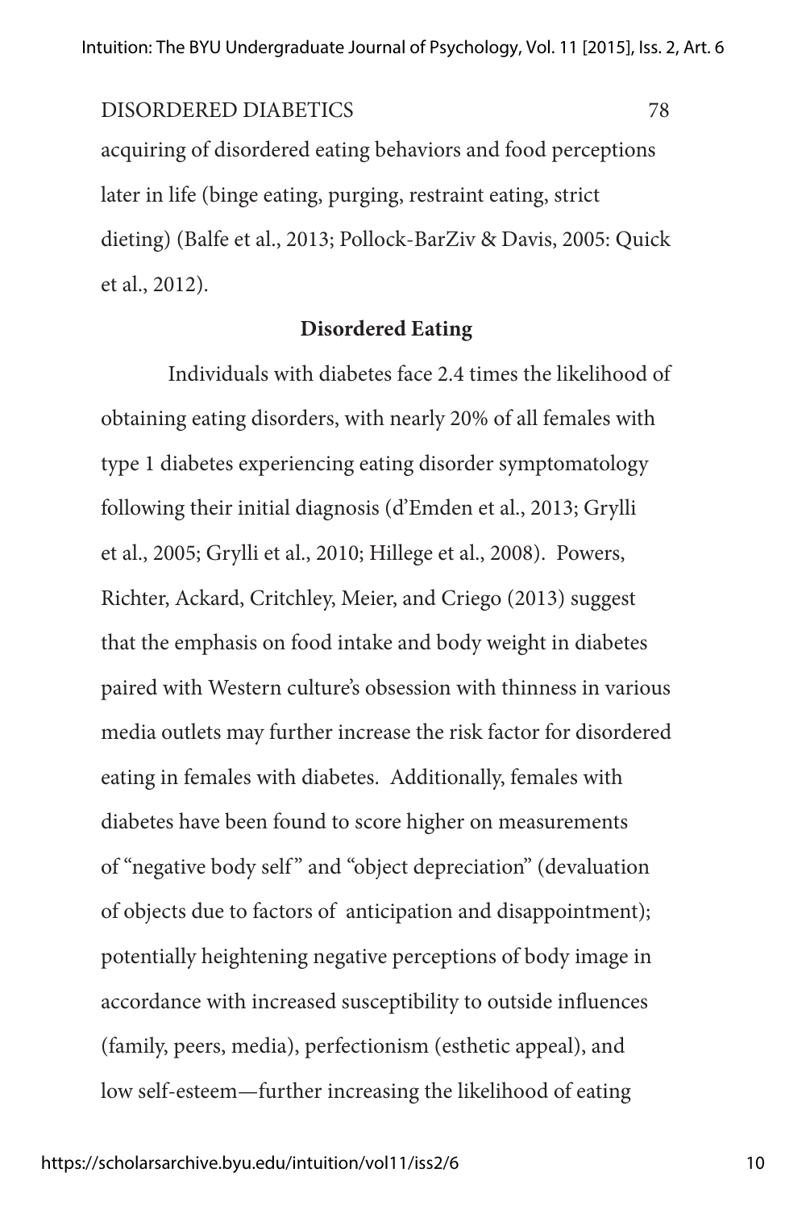acquiring of disordered eating behaviors and food perceptions later in life (binge eating, purging, restraint eating, strict dieting) (Balfe et al., 2013; Pollock-BarZiv & Davis, 2005: Quick et al., 2012).

## Disordered Eating

Individuals with diabetes face 2.4 times the likelihood of obtaining eating disorders, with nearly 20% of all females with type 1 diabetes experiencing eating disorder symptomatology following their initial diagnosis (d'Emden et al., 2013; Grylli et al., 2005; Grylli et al., 2010; Hillege et al., 2008). Powers, Richter, Ackard, Critchley, Meier, and Criego (2013) suggest that the emphasis on food intake and body weight in diabetes paired with Western culture's obsession with thinness in various media outlets may further increase the risk factor for disordered eating in females with diabetes. Additionally, females with diabetes have been found to score higher on measurements of "negative body self" and "object depreciation" (devaluation of objects due to factors of anticipation and disappointment); potentially heightening negative perceptions of body image in accordance with increased susceptibility to outside influences (family, peers, media), perfectionism (esthetic appeal), and low self-esteem—further increasing the likelihood of eating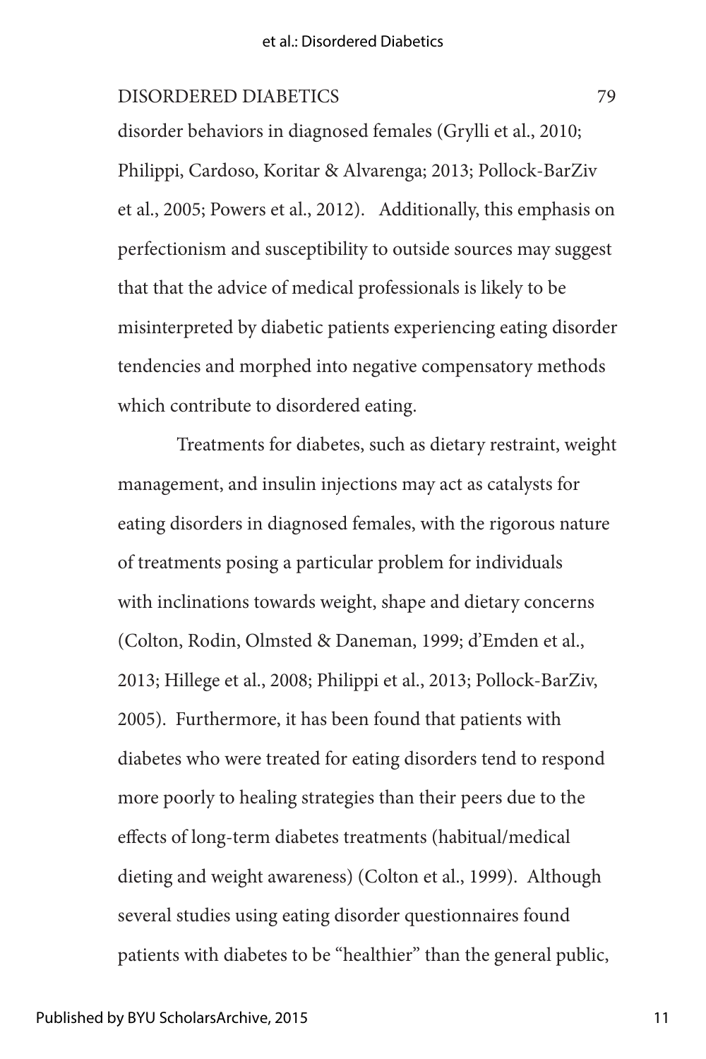disorder behaviors in diagnosed females (Grylli et al., 2010; Philippi, Cardoso, Koritar & Alvarenga; 2013; Pollock-BarZiv et al., 2005; Powers et al., 2012). Additionally, this emphasis on perfectionism and susceptibility to outside sources may suggest that that the advice of medical professionals is likely to be misinterpreted by diabetic patients experiencing eating disorder tendencies and morphed into negative compensatory methods which contribute to disordered eating.

Treatments for diabetes, such as dietary restraint, weight management, and insulin injections may act as catalysts for eating disorders in diagnosed females, with the rigorous nature of treatments posing a particular problem for individuals with inclinations towards weight, shape and dietary concerns (Colton, Rodin, Olmsted & Daneman, 1999; d'Emden et al., 2013; Hillege et al., 2008; Philippi et al., 2013; Pollock-BarZiv, 2005). Furthermore, it has been found that patients with diabetes who were treated for eating disorders tend to respond more poorly to healing strategies than their peers due to the effects of long-term diabetes treatments (habitual/medical dieting and weight awareness) (Colton et al., 1999). Although several studies using eating disorder questionnaires found patients with diabetes to be "healthier" than the general public,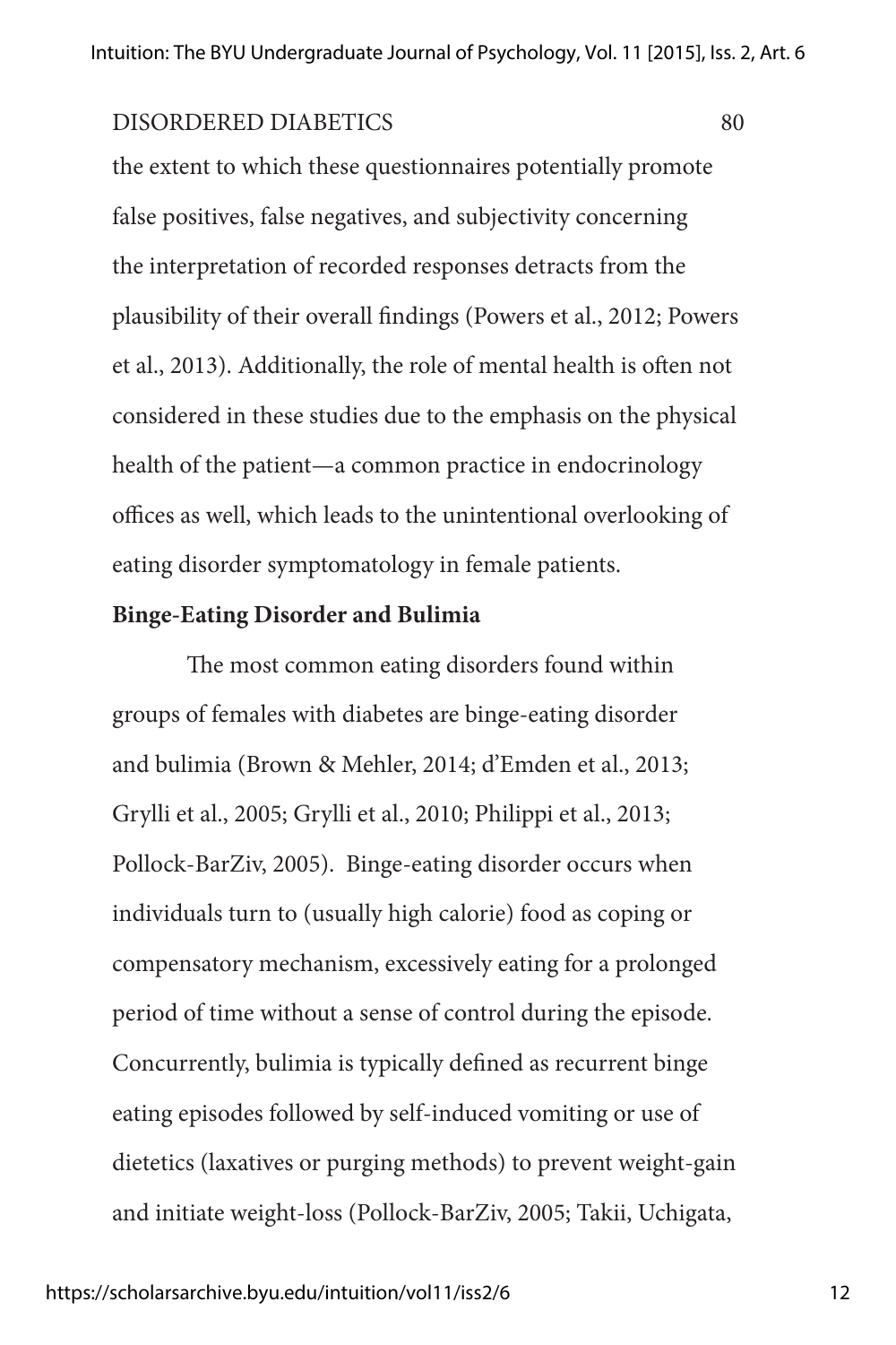the extent to which these questionnaires potentially promote false positives, false negatives, and subjectivity concerning the interpretation of recorded responses detracts from the plausibility of their overall findings (Powers et al., 2012; Powers et al., 2013). Additionally, the role of mental health is often not considered in these studies due to the emphasis on the physical health of the patient—a common practice in endocrinology offices as well, which leads to the unintentional overlooking of eating disorder symptomatology in female patients.

**Binge-Eating Disorder and Bulimia**

The most common eating disorders found within groups of females with diabetes are binge-eating disorder and bulimia (Brown & Mehler, 2014; d'Emden et al., 2013; Grylli et al., 2005; Grylli et al., 2010; Philippi et al., 2013; Pollock-BarZiv, 2005). Binge-eating disorder occurs when individuals turn to (usually high calorie) food as coping or compensatory mechanism, excessively eating for a prolonged period of time without a sense of control during the episode. Concurrently, bulimia is typically defined as recurrent binge eating episodes followed by self-induced vomiting or use of dietetics (laxatives or purging methods) to prevent weight-gain and initiate weight-loss (Pollock-BarZiv, 2005; Takii, Uchigata,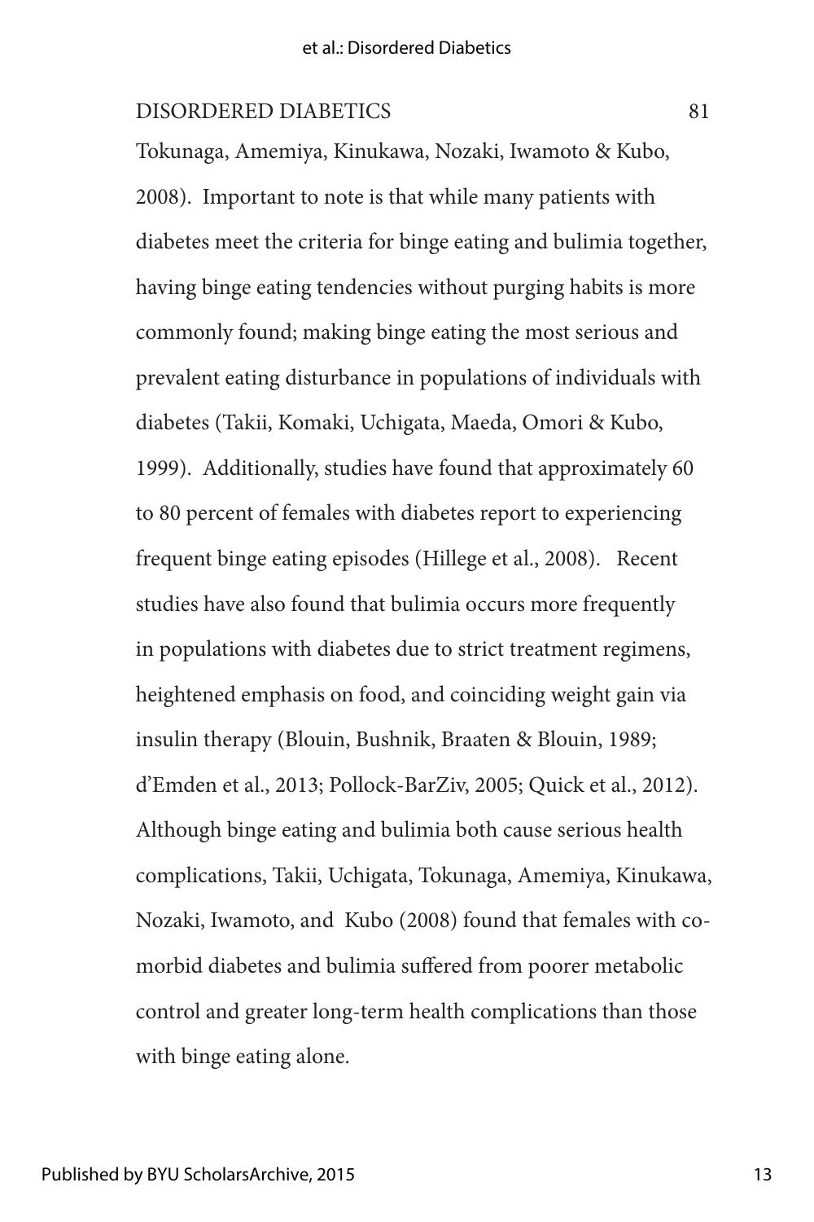Tokunaga, Amemiya, Kinukawa, Nozaki, Iwamoto & Kubo, 2008). Important to note is that while many patients with diabetes meet the criteria for binge eating and bulimia together, having binge eating tendencies without purging habits is more commonly found; making binge eating the most serious and prevalent eating disturbance in populations of individuals with diabetes (Takii, Komaki, Uchigata, Maeda, Omori & Kubo, 1999). Additionally, studies have found that approximately 60 to 80 percent of females with diabetes report to experiencing frequent binge eating episodes (Hillege et al., 2008). Recent studies have also found that bulimia occurs more frequently in populations with diabetes due to strict treatment regimens, heightened emphasis on food, and coinciding weight gain via insulin therapy (Blouin, Bushnik, Braaten & Blouin, 1989; d'Emden et al., 2013; Pollock-BarZiv, 2005; Quick et al., 2012). Although binge eating and bulimia both cause serious health complications, Takii, Uchigata, Tokunaga, Amemiya, Kinukawa, Nozaki, Iwamoto, and Kubo (2008) found that females with co-morbid diabetes and bulimia suffered from poorer metabolic control and greater long-term health complications than those with binge eating alone.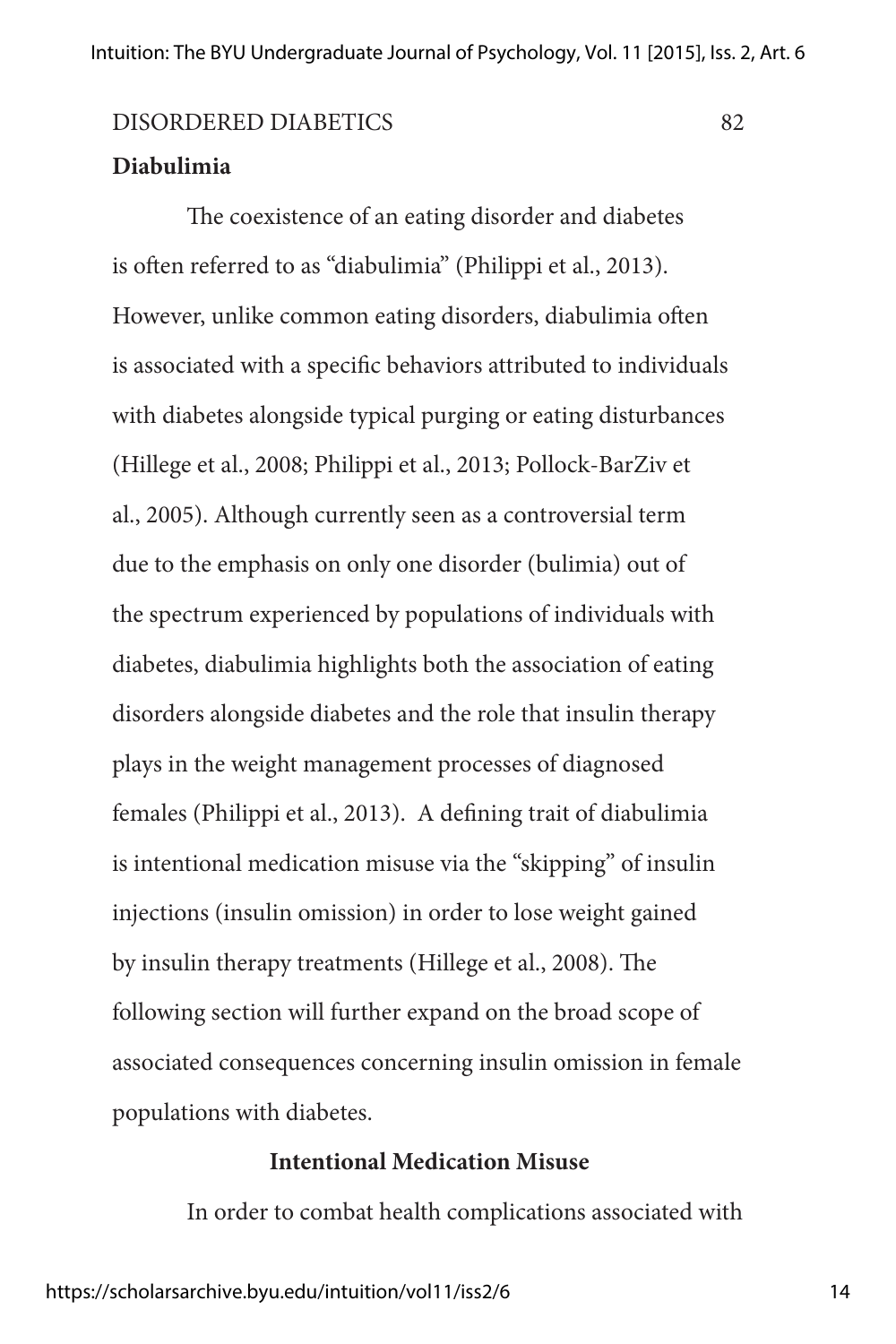**Diabulimia**

The coexistence of an eating disorder and diabetes is often referred to as "diabulimia" (Philippi et al., 2013). However, unlike common eating disorders, diabulimia often is associated with a specific behaviors attributed to individuals with diabetes alongside typical purging or eating disturbances (Hillege et al., 2008; Philippi et al., 2013; Pollock-BarZiv et al., 2005). Although currently seen as a controversial term due to the emphasis on only one disorder (bulimia) out of the spectrum experienced by populations of individuals with diabetes, diabulimia highlights both the association of eating disorders alongside diabetes and the role that insulin therapy plays in the weight management processes of diagnosed females (Philippi et al., 2013). A defining trait of diabulimia is intentional medication misuse via the "skipping" of insulin injections (insulin omission) in order to lose weight gained by insulin therapy treatments (Hillege et al., 2008). The following section will further expand on the broad scope of associated consequences concerning insulin omission in female populations with diabetes.

## Intentional Medication Misuse

In order to combat health complications associated with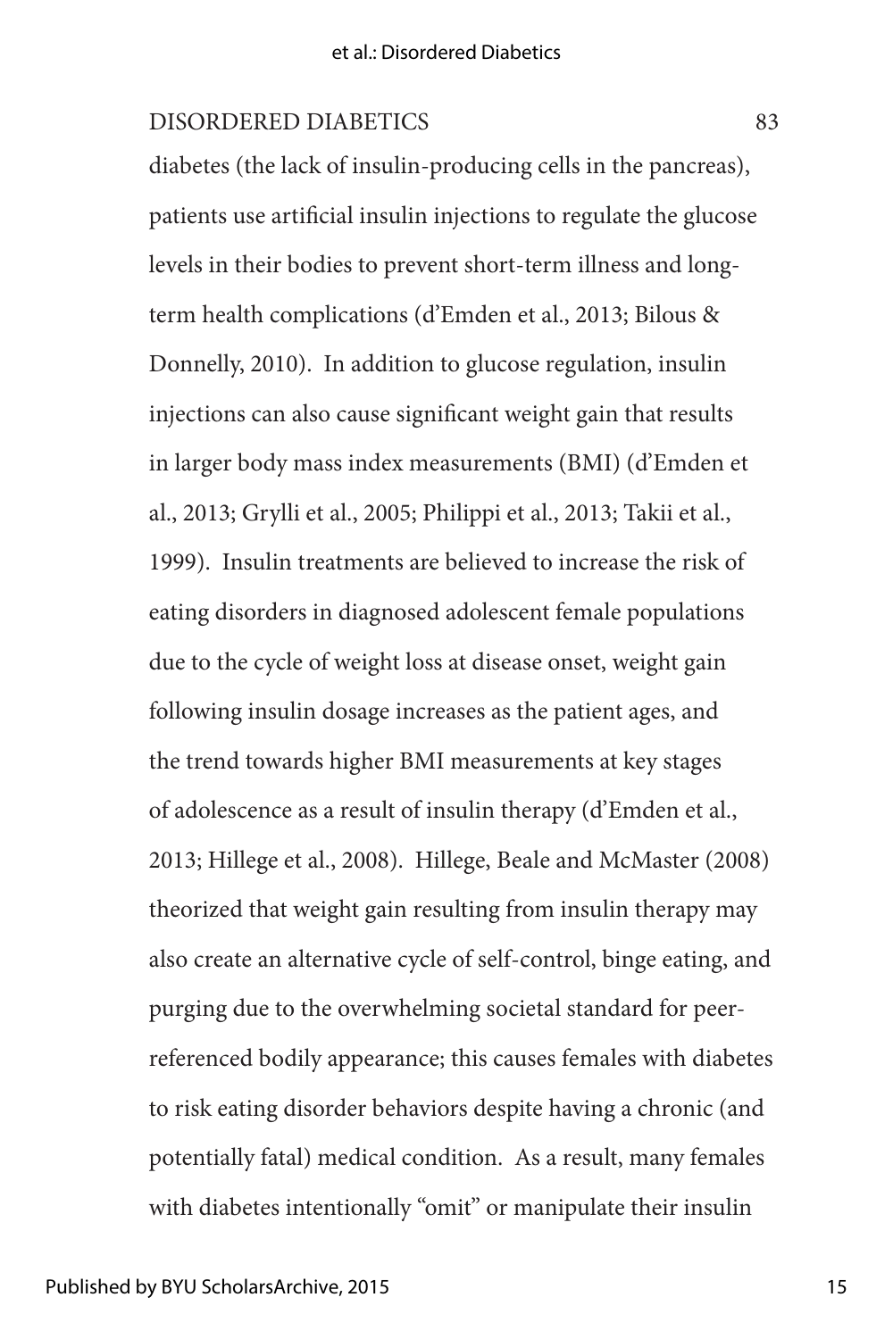diabetes (the lack of insulin-producing cells in the pancreas), patients use artificial insulin injections to regulate the glucose levels in their bodies to prevent short-term illness and long-term health complications (d'Emden et al., 2013; Bilous & Donnelly, 2010). In addition to glucose regulation, insulin injections can also cause significant weight gain that results in larger body mass index measurements (BMI) (d'Emden et al., 2013; Grylli et al., 2005; Philippi et al., 2013; Takii et al., 1999). Insulin treatments are believed to increase the risk of eating disorders in diagnosed adolescent female populations due to the cycle of weight loss at disease onset, weight gain following insulin dosage increases as the patient ages, and the trend towards higher BMI measurements at key stages of adolescence as a result of insulin therapy (d'Emden et al., 2013; Hillege et al., 2008). Hillege, Beale and McMaster (2008) theorized that weight gain resulting from insulin therapy may also create an alternative cycle of self-control, binge eating, and purging due to the overwhelming societal standard for peer-referenced bodily appearance; this causes females with diabetes to risk eating disorder behaviors despite having a chronic (and potentially fatal) medical condition. As a result, many females with diabetes intentionally "omit" or manipulate their insulin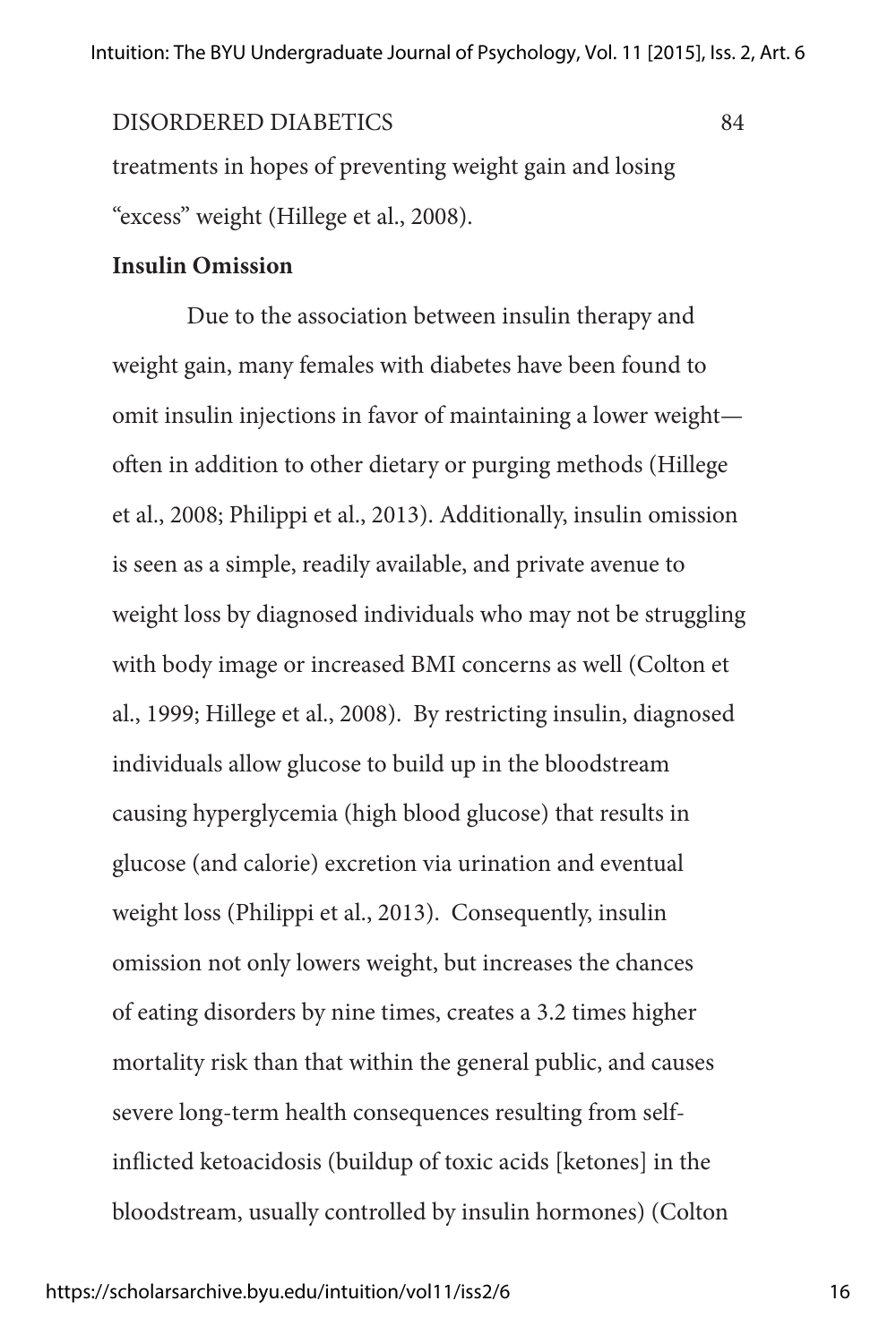treatments in hopes of preventing weight gain and losing "excess" weight (Hillege et al., 2008).

**Insulin Omission**

Due to the association between insulin therapy and weight gain, many females with diabetes have been found to omit insulin injections in favor of maintaining a lower weight—often in addition to other dietary or purging methods (Hillege et al., 2008; Philippi et al., 2013). Additionally, insulin omission is seen as a simple, readily available, and private avenue to weight loss by diagnosed individuals who may not be struggling with body image or increased BMI concerns as well (Colton et al., 1999; Hillege et al., 2008). By restricting insulin, diagnosed individuals allow glucose to build up in the bloodstream causing hyperglycemia (high blood glucose) that results in glucose (and calorie) excretion via urination and eventual weight loss (Philippi et al., 2013). Consequently, insulin omission not only lowers weight, but increases the chances of eating disorders by nine times, creates a 3.2 times higher mortality risk than that within the general public, and causes severe long-term health consequences resulting from self-inflicted ketoacidosis (buildup of toxic acids [ketones] in the bloodstream, usually controlled by insulin hormones) (Colton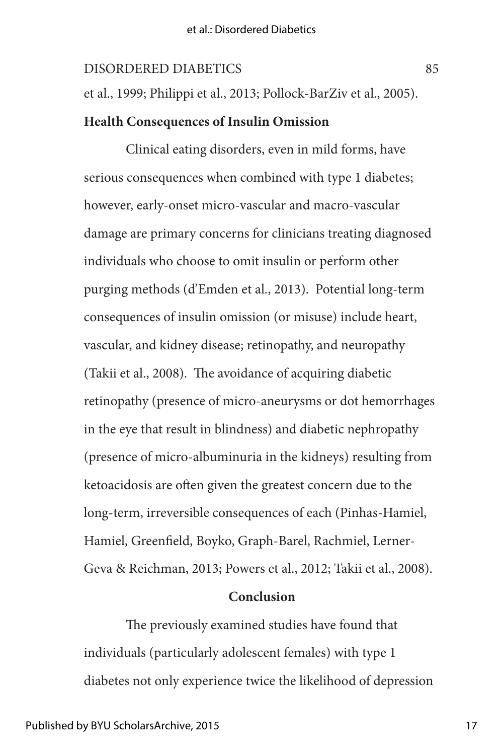et al., 1999; Philippi et al., 2013; Pollock-BarZiv et al., 2005).

**Health Consequences of Insulin Omission**

Clinical eating disorders, even in mild forms, have serious consequences when combined with type 1 diabetes; however, early-onset micro-vascular and macro-vascular damage are primary concerns for clinicians treating diagnosed individuals who choose to omit insulin or perform other purging methods (d'Emden et al., 2013). Potential long-term consequences of insulin omission (or misuse) include heart, vascular, and kidney disease; retinopathy, and neuropathy (Takii et al., 2008). The avoidance of acquiring diabetic retinopathy (presence of micro-aneurysms or dot hemorrhages in the eye that result in blindness) and diabetic nephropathy (presence of micro-albuminuria in the kidneys) resulting from ketoacidosis are often given the greatest concern due to the long-term, irreversible consequences of each (Pinhas-Hamiel, Hamiel, Greenfield, Boyko, Graph-Barel, Rachmiel, Lerner-Geva & Reichman, 2013; Powers et al., 2012; Takii et al., 2008).

## Conclusion

The previously examined studies have found that individuals (particularly adolescent females) with type 1 diabetes not only experience twice the likelihood of depression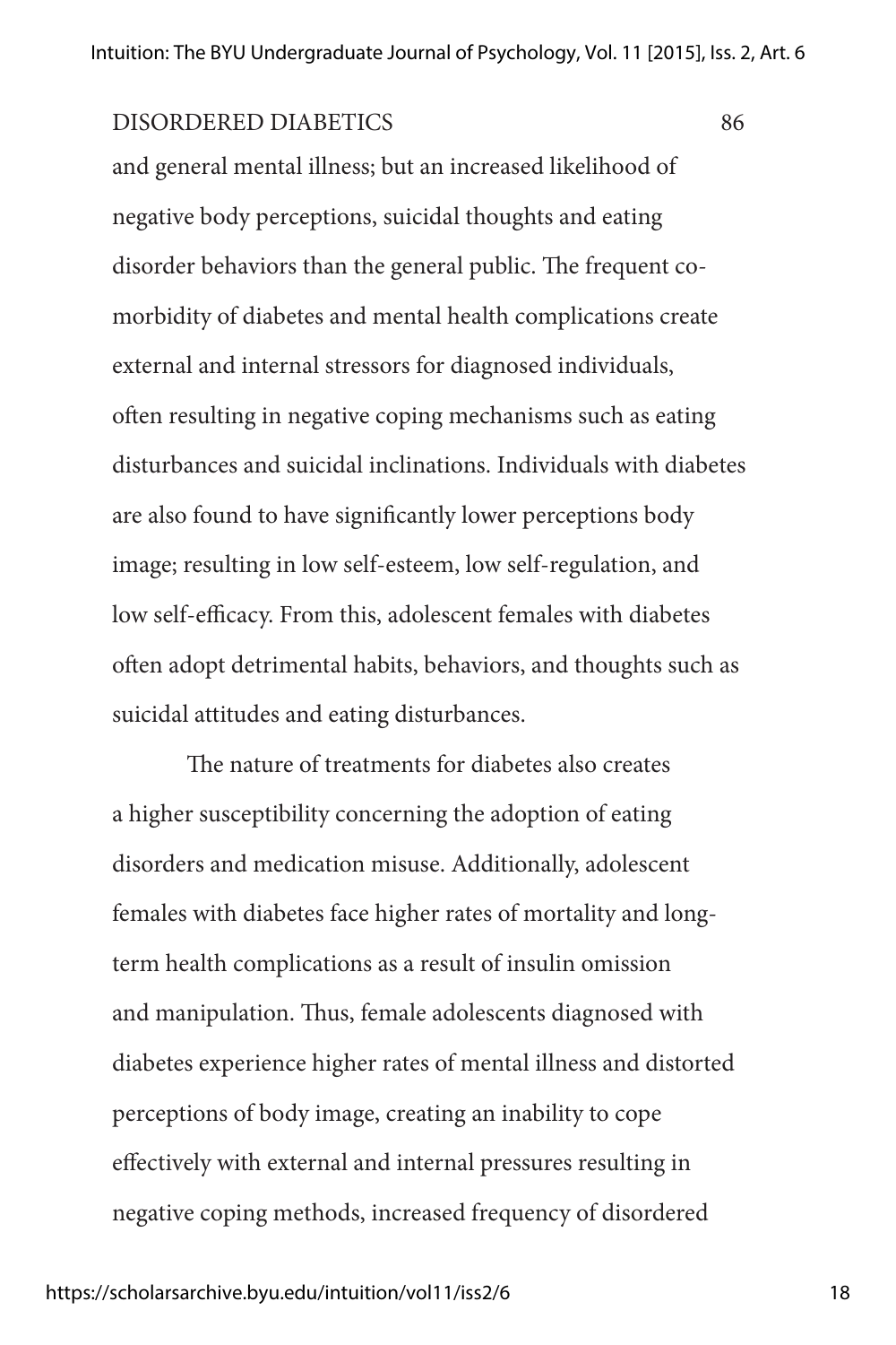and general mental illness; but an increased likelihood of negative body perceptions, suicidal thoughts and eating disorder behaviors than the general public. The frequent co-morbidity of diabetes and mental health complications create external and internal stressors for diagnosed individuals, often resulting in negative coping mechanisms such as eating disturbances and suicidal inclinations. Individuals with diabetes are also found to have significantly lower perceptions body image; resulting in low self-esteem, low self-regulation, and low self-efficacy. From this, adolescent females with diabetes often adopt detrimental habits, behaviors, and thoughts such as suicidal attitudes and eating disturbances.

The nature of treatments for diabetes also creates a higher susceptibility concerning the adoption of eating disorders and medication misuse. Additionally, adolescent females with diabetes face higher rates of mortality and long-term health complications as a result of insulin omission and manipulation. Thus, female adolescents diagnosed with diabetes experience higher rates of mental illness and distorted perceptions of body image, creating an inability to cope effectively with external and internal pressures resulting in negative coping methods, increased frequency of disordered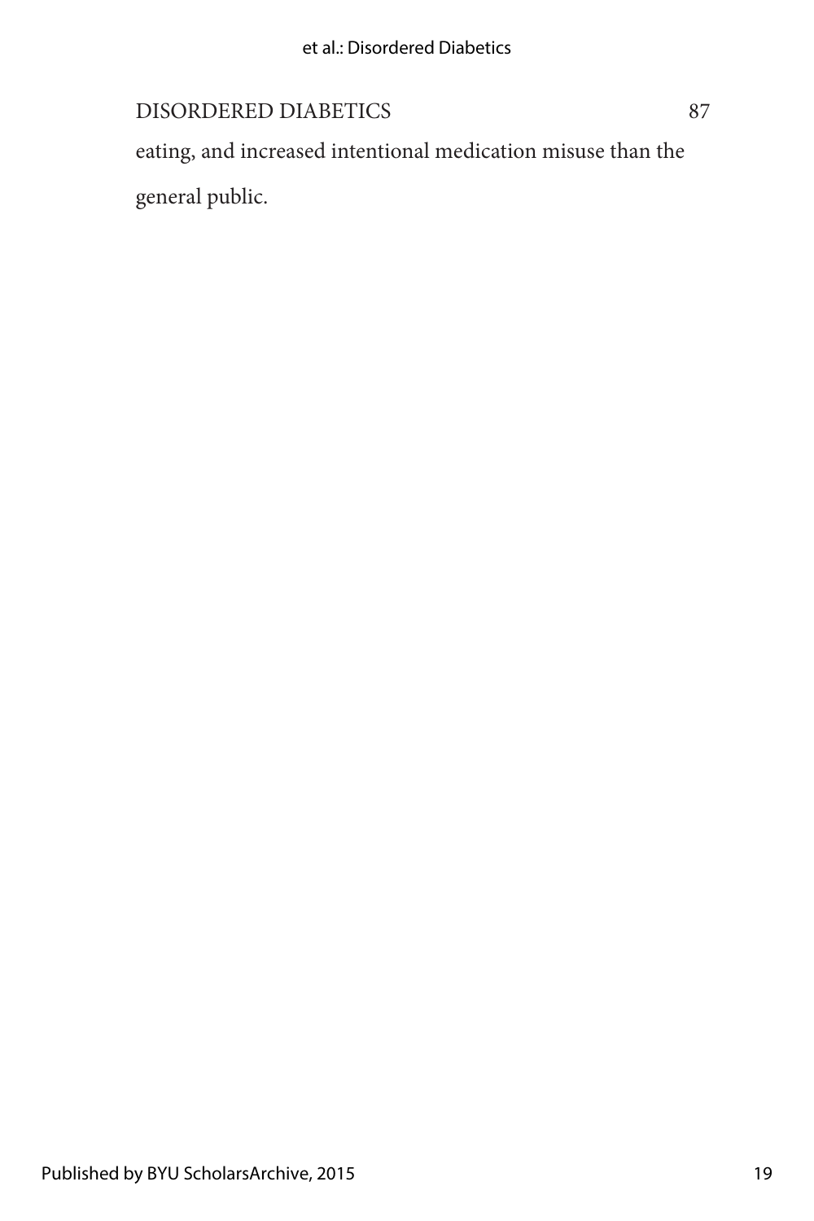eating, and increased intentional medication misuse than the general public.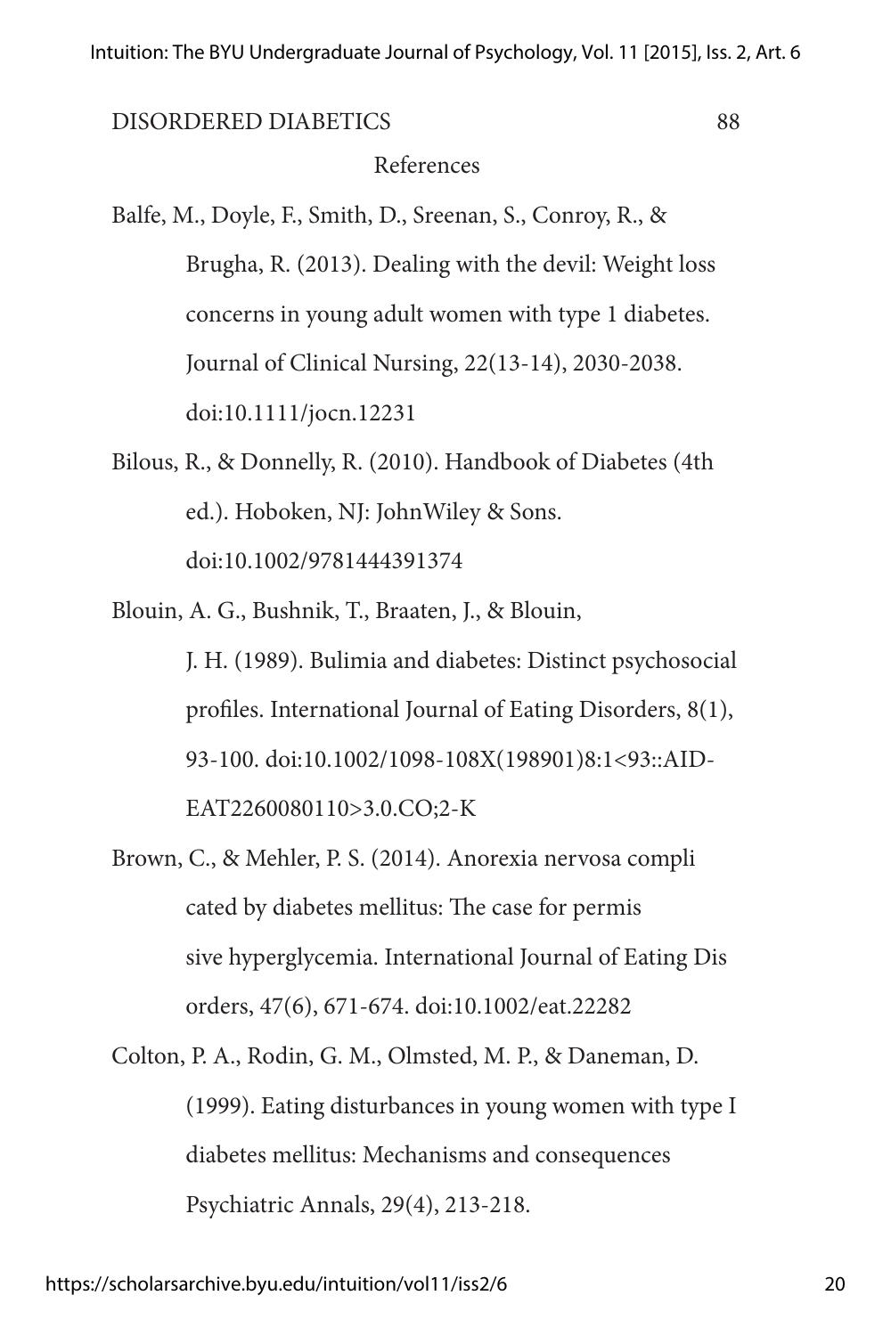References

Balfe, M., Doyle, F., Smith, D., Sreenan, S., Conroy, R., & Brugha, R. (2013). Dealing with the devil: Weight loss concerns in young adult women with type 1 diabetes. Journal of Clinical Nursing, 22(13-14), 2030-2038. doi:10.1111/jocn.12231

Bilous, R., & Donnelly, R. (2010). Handbook of Diabetes (4th ed.). Hoboken, NJ: JohnWiley & Sons. doi:10.1002/9781444391374

Blouin, A. G., Bushnik, T., Braaten, J., & Blouin, J. H. (1989). Bulimia and diabetes: Distinct psychosocial profiles. International Journal of Eating Disorders, 8(1), 93-100. doi:10.1002/1098-108X(198901)8:1<93::AID-EAT2260080110>3.0.CO;2-K

Brown, C., & Mehler, P. S. (2014). Anorexia nervosa compli cated by diabetes mellitus: The case for permis sive hyperglycemia. International Journal of Eating Dis orders, 47(6), 671-674. doi:10.1002/eat.22282

Colton, P. A., Rodin, G. M., Olmsted, M. P., & Daneman, D. (1999). Eating disturbances in young women with type I diabetes mellitus: Mechanisms and consequences Psychiatric Annals, 29(4), 213-218.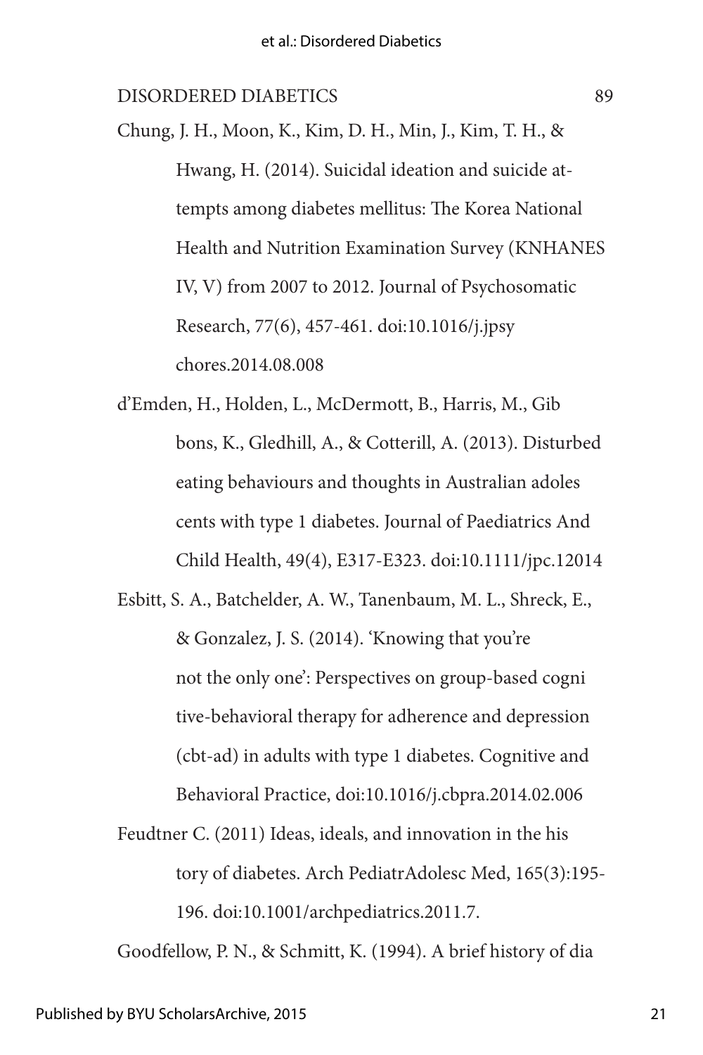Chung, J. H., Moon, K., Kim, D. H., Min, J., Kim, T. H., & Hwang, H. (2014). Suicidal ideation and suicide attempts among diabetes mellitus: The Korea National Health and Nutrition Examination Survey (KNHANES IV, V) from 2007 to 2012. Journal of Psychosomatic Research, 77(6), 457-461. doi:10.1016/j.jpsychores.2014.08.008

d'Emden, H., Holden, L., McDermott, B., Harris, M., Gibbons, K., Gledhill, A., & Cotterill, A. (2013). Disturbed eating behaviours and thoughts in Australian adolescents with type 1 diabetes. Journal of Paediatrics And Child Health, 49(4), E317-E323. doi:10.1111/jpc.12014

Esbitt, S. A., Batchelder, A. W., Tanenbaum, M. L., Shreck, E., & Gonzalez, J. S. (2014). 'Knowing that you're not the only one': Perspectives on group-based cognitive-behavioral therapy for adherence and depression (cbt-ad) in adults with type 1 diabetes. Cognitive and Behavioral Practice, doi:10.1016/j.cbpra.2014.02.006

Feudtner C. (2011) Ideas, ideals, and innovation in the history of diabetes. Arch PediatrAdolesc Med, 165(3):195-196. doi:10.1001/archpediatrics.2011.7.

Goodfellow, P. N., & Schmitt, K. (1994). A brief history of dia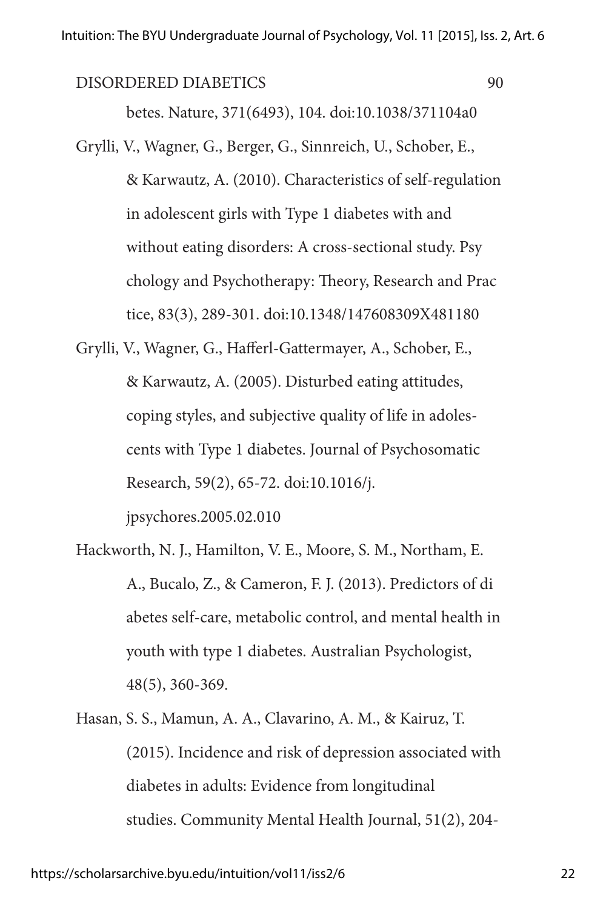betes. Nature, 371(6493), 104. doi:10.1038/371104a0

Grylli, V., Wagner, G., Berger, G., Sinnreich, U., Schober, E., & Karwautz, A. (2010). Characteristics of self-regulation in adolescent girls with Type 1 diabetes with and without eating disorders: A cross-sectional study. Psychology and Psychotherapy: Theory, Research and Practice, 83(3), 289-301. doi:10.1348/147608309X481180

Grylli, V., Wagner, G., Hafferl-Gattermayer, A., Schober, E., & Karwautz, A. (2005). Disturbed eating attitudes, coping styles, and subjective quality of life in adolescents with Type 1 diabetes. Journal of Psychosomatic Research, 59(2), 65-72. doi:10.1016/j.jpsychores.2005.02.010

Hackworth, N. J., Hamilton, V. E., Moore, S. M., Northam, E. A., Bucalo, Z., & Cameron, F. J. (2013). Predictors of diabetes self-care, metabolic control, and mental health in youth with type 1 diabetes. Australian Psychologist, 48(5), 360-369.

Hasan, S. S., Mamun, A. A., Clavarino, A. M., & Kairuz, T. (2015). Incidence and risk of depression associated with diabetes in adults: Evidence from longitudinal studies. Community Mental Health Journal, 51(2), 204-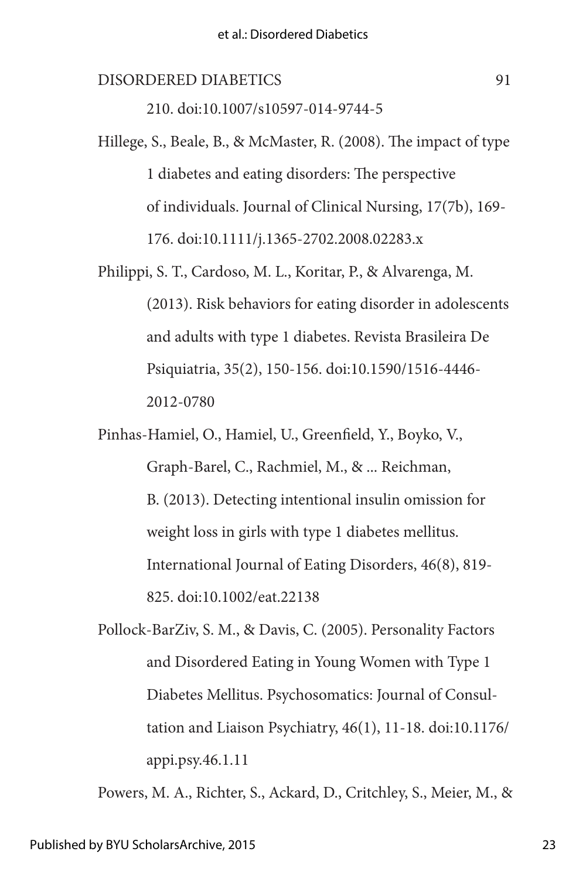210. doi:10.1007/s10597-014-9744-5

Hillege, S., Beale, B., & McMaster, R. (2008). The impact of type 1 diabetes and eating disorders: The perspective of individuals. Journal of Clinical Nursing, 17(7b), 169-176. doi:10.1111/j.1365-2702.2008.02283.x

Philippi, S. T., Cardoso, M. L., Koritar, P., & Alvarenga, M. (2013). Risk behaviors for eating disorder in adolescents and adults with type 1 diabetes. Revista Brasileira De Psiquiatria, 35(2), 150-156. doi:10.1590/1516-4446-2012-0780

Pinhas-Hamiel, O., Hamiel, U., Greenfield, Y., Boyko, V., Graph-Barel, C., Rachmiel, M., & ... Reichman, B. (2013). Detecting intentional insulin omission for weight loss in girls with type 1 diabetes mellitus. International Journal of Eating Disorders, 46(8), 819-825. doi:10.1002/eat.22138

Pollock-BarZiv, S. M., & Davis, C. (2005). Personality Factors and Disordered Eating in Young Women with Type 1 Diabetes Mellitus. Psychosomatics: Journal of Consultation and Liaison Psychiatry, 46(1), 11-18. doi:10.1176/appi.psy.46.1.11

Powers, M. A., Richter, S., Ackard, D., Critchley, S., Meier, M., &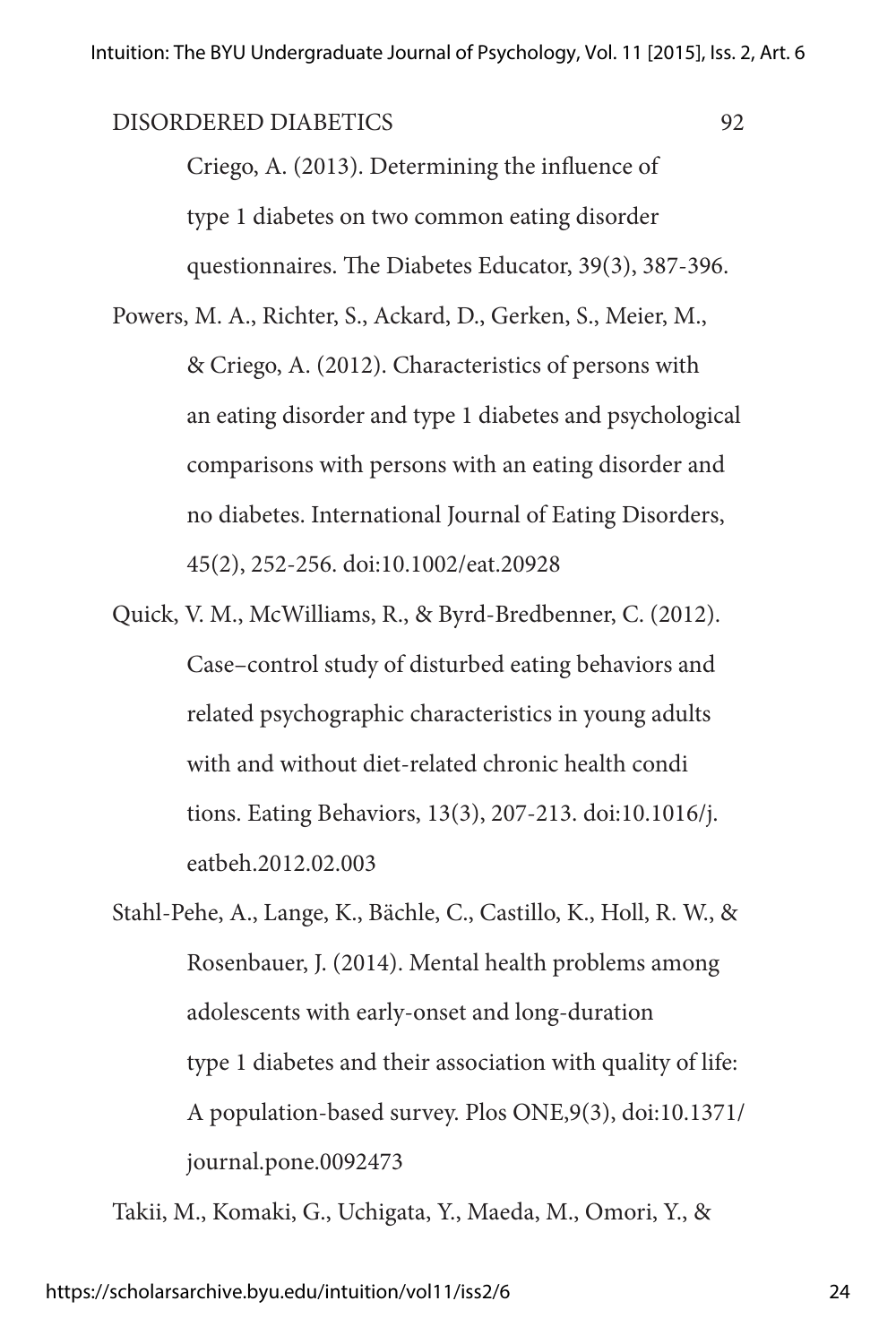Criego, A. (2013). Determining the influence of type 1 diabetes on two common eating disorder questionnaires. The Diabetes Educator, 39(3), 387-396.

Powers, M. A., Richter, S., Ackard, D., Gerken, S., Meier, M., & Criego, A. (2012). Characteristics of persons with an eating disorder and type 1 diabetes and psychological comparisons with persons with an eating disorder and no diabetes. International Journal of Eating Disorders, 45(2), 252-256. doi:10.1002/eat.20928

Quick, V. M., McWilliams, R., & Byrd-Bredbenner, C. (2012). Case–control study of disturbed eating behaviors and related psychographic characteristics in young adults with and without diet-related chronic health condi tions. Eating Behaviors, 13(3), 207-213. doi:10.1016/j.eatbeh.2012.02.003

Stahl-Pehe, A., Lange, K., Bächle, C., Castillo, K., Holl, R. W., & Rosenbauer, J. (2014). Mental health problems among adolescents with early-onset and long-duration type 1 diabetes and their association with quality of life: A population-based survey. Plos ONE,9(3), doi:10.1371/journal.pone.0092473

Takii, M., Komaki, G., Uchigata, Y., Maeda, M., Omori, Y., &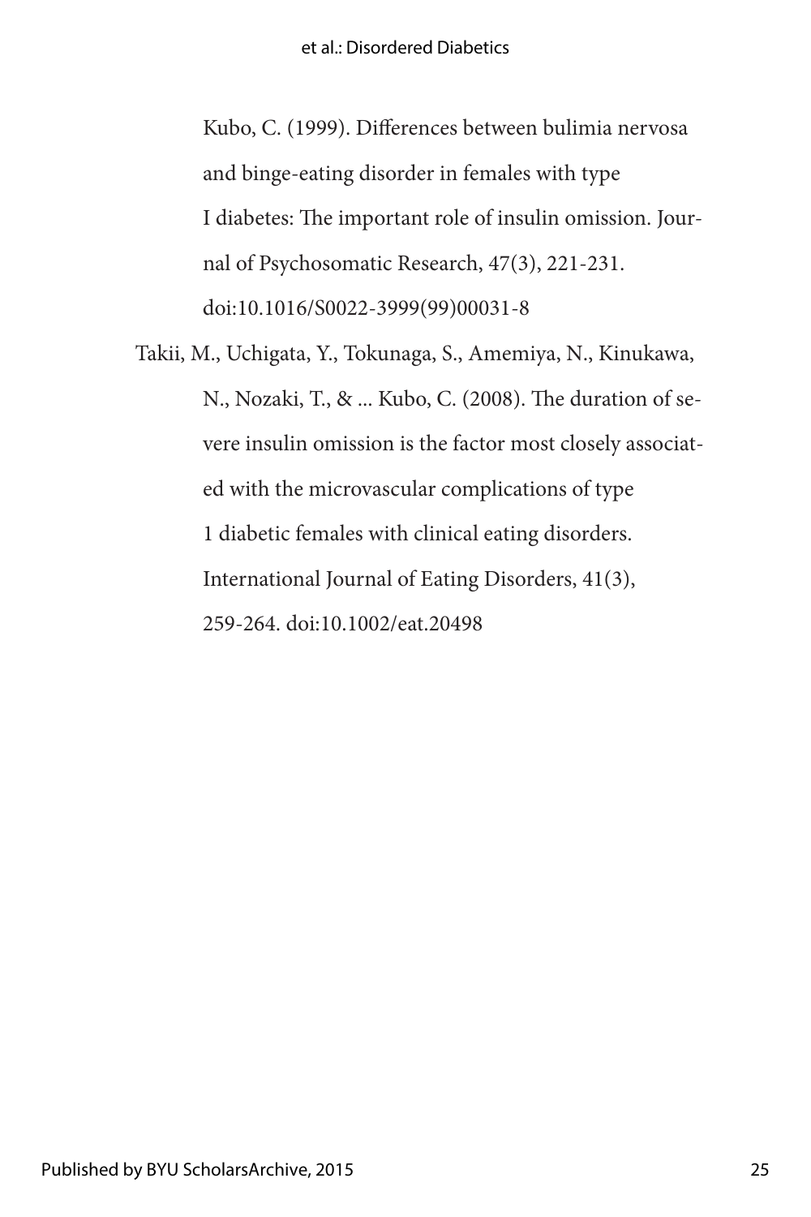Kubo, C. (1999). Differences between bulimia nervosa and binge-eating disorder in females with type I diabetes: The important role of insulin omission. Journal of Psychosomatic Research, 47(3), 221-231. doi:10.1016/S0022-3999(99)00031-8

Takii, M., Uchigata, Y., Tokunaga, S., Amemiya, N., Kinukawa, N., Nozaki, T., & ... Kubo, C. (2008). The duration of severe insulin omission is the factor most closely associated with the microvascular complications of type 1 diabetic females with clinical eating disorders. International Journal of Eating Disorders, 41(3), 259-264. doi:10.1002/eat.20498